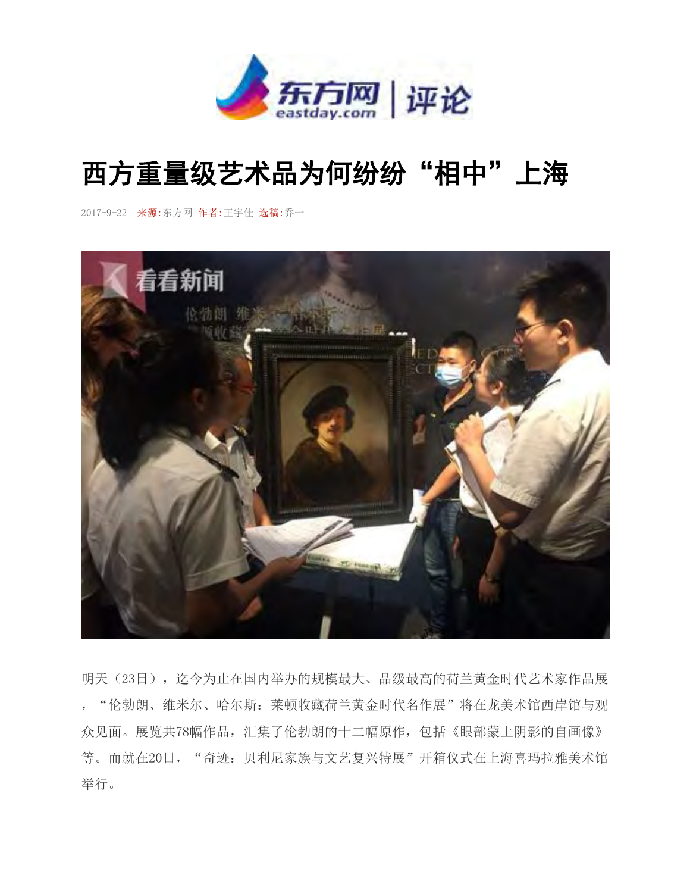# 西方重量级艺术品为何纷纷“相中”上海

2017-9-22 来源:东方网 作者:王宇佳 选稿:乔一

明天（23日），迄今为止在国内举办的规模最大、品级最高的荷兰黄金时代艺术家作品展，“伦勃朗、维米尔、哈尔斯：莱顿收藏荷兰黄金时代名作展”将在龙美术馆西岸馆与观众见面。展览共78幅作品，汇集了伦勃朗的十二幅原作，包括《眼部蒙上阴影的自画像》等。而就在20日，“奇迹：贝利尼家族与文艺复兴特展”开箱仪式在上海喜玛拉雅美术馆举行。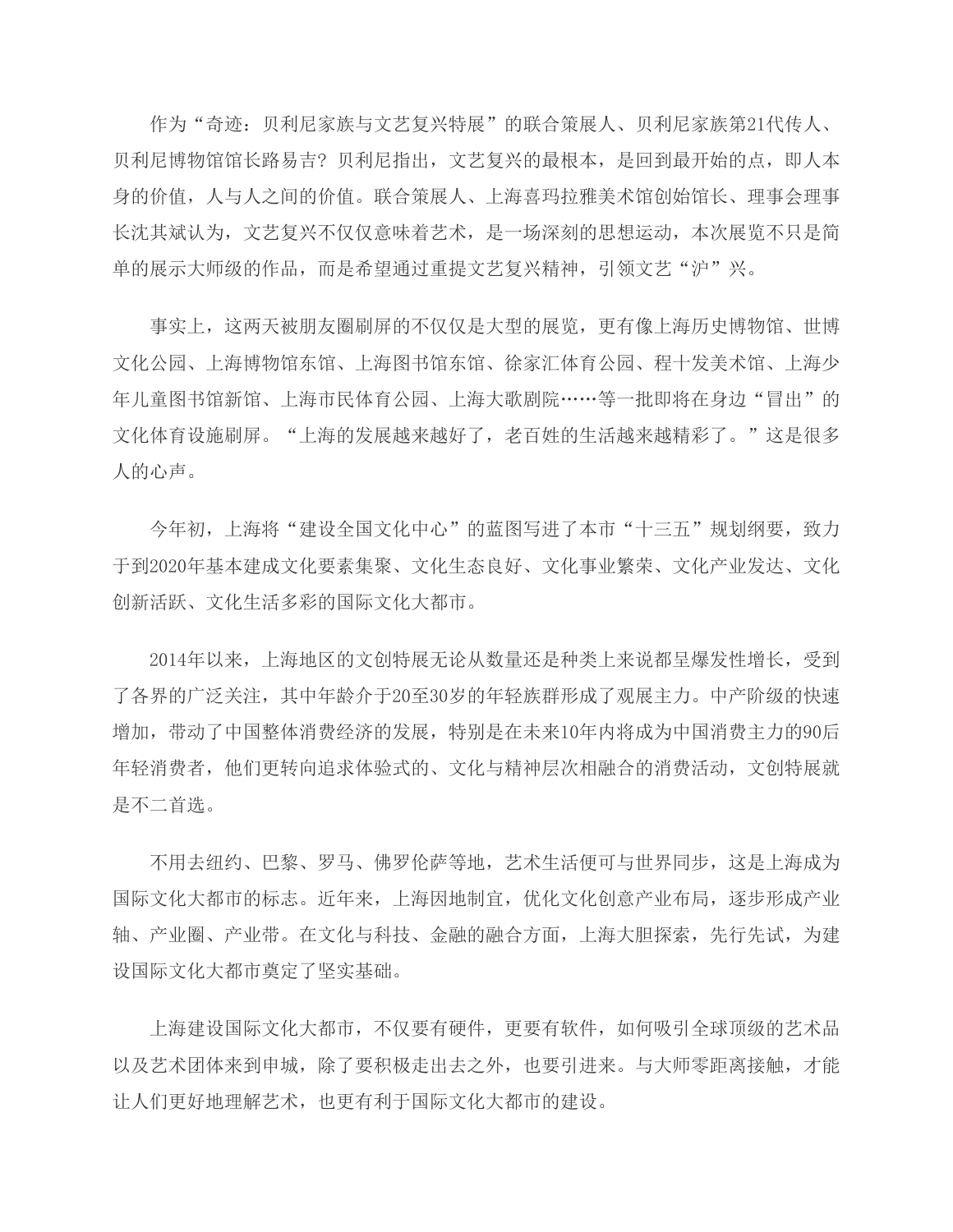作为“奇迹：贝利尼家族与文艺复兴特展”的联合策展人、贝利尼家族第21代传人、贝利尼博物馆馆长路易吉？贝利尼指出，文艺复兴的最根本，是回到最开始的点，即人本身的价值，人与人之间的价值。联合策展人、上海喜玛拉雅美术馆创始馆长、理事会理事长沈其斌认为，文艺复兴不仅仅意味着艺术，是一场深刻的思想运动，本次展览不只是简单的展示大师级的作品，而是希望通过重提文艺复兴精神，引领文艺“沪”兴。

事实上，这两天被朋友圈刷屏的不仅仅是大型的展览，更有像上海历史博物馆、世博文化公园、上海博物馆东馆、上海图书馆东馆、徐家汇体育公园、程十发美术馆、上海少年儿童图书馆新馆、上海市民体育公园、上海大歌剧院……等一批即将在身边“冒出”的文化体育设施刷屏。“上海的发展越来越好了，老百姓的生活越来越精彩了。”这是很多人的心声。

今年初，上海将“建设全国文化中心”的蓝图写进了本市“十三五”规划纲要，致力于到2020年基本建成文化要素集聚、文化生态良好、文化事业繁荣、文化产业发达、文化创新活跃、文化生活多彩的国际文化大都市。

2014年以来，上海地区的文创特展无论从数量还是种类上来说都呈爆发性增长，受到了各界的广泛关注，其中年龄介于20至30岁的年轻族群形成了观展主力。中产阶级的快速增加，带动了中国整体消费经济的发展，特别是在未来10年内将成为中国消费主力的90后年轻消费者，他们更转向追求体验式的、文化与精神层次相融合的消费活动，文创特展就是不二首选。

不用去纽约、巴黎、罗马、佛罗伦萨等地，艺术生活便可与世界同步，这是上海成为国际文化大都市的标志。近年来，上海因地制宜，优化文化创意产业布局，逐步形成产业轴、产业圈、产业带。在文化与科技、金融的融合方面，上海大胆探索，先行先试，为建设国际文化大都市奠定了坚实基础。

上海建设国际文化大都市，不仅要有硬件，更要有软件，如何吸引全球顶级的艺术品以及艺术团体来到申城，除了要积极走出去之外，也要引进来。与大师零距离接触，才能让人们更好地理解艺术，也更有利于国际文化大都市的建设。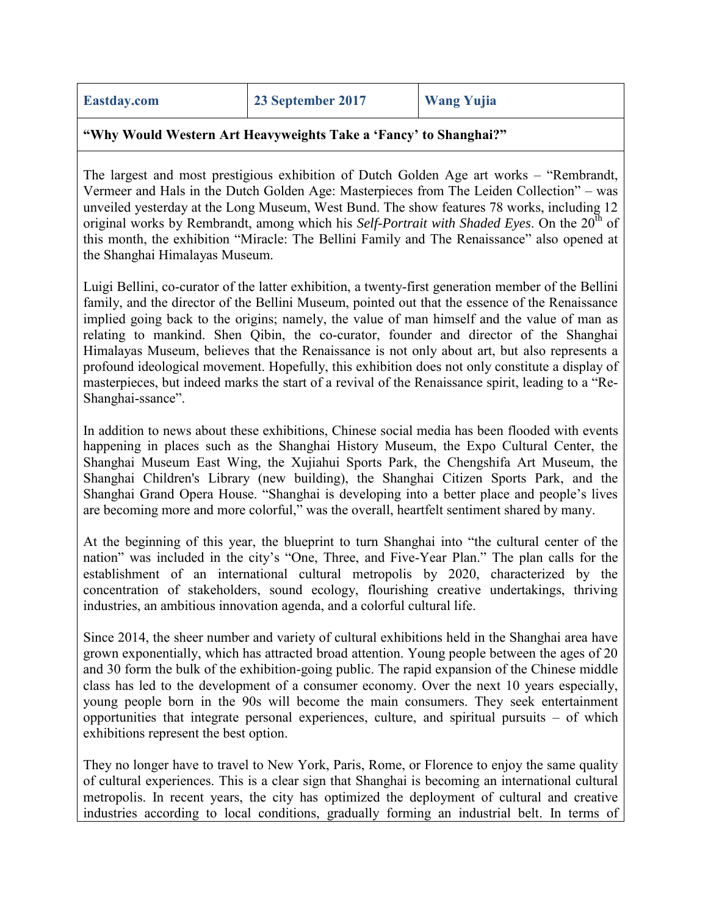| Eastday.com | 23 September 2017 | Wang Yujia |
|---|---|---|

**"Why Would Western Art Heavyweights Take a 'Fancy' to Shanghai?"**

The largest and most prestigious exhibition of Dutch Golden Age art works – "Rembrandt, Vermeer and Hals in the Dutch Golden Age: Masterpieces from The Leiden Collection" – was unveiled yesterday at the Long Museum, West Bund. The show features 78 works, including 12 original works by Rembrandt, among which his *Self-Portrait with Shaded Eyes*. On the 20th of this month, the exhibition "Miracle: The Bellini Family and The Renaissance" also opened at the Shanghai Himalayas Museum.

Luigi Bellini, co-curator of the latter exhibition, a twenty-first generation member of the Bellini family, and the director of the Bellini Museum, pointed out that the essence of the Renaissance implied going back to the origins; namely, the value of man himself and the value of man as relating to mankind. Shen Qibin, the co-curator, founder and director of the Shanghai Himalayas Museum, believes that the Renaissance is not only about art, but also represents a profound ideological movement. Hopefully, this exhibition does not only constitute a display of masterpieces, but indeed marks the start of a revival of the Renaissance spirit, leading to a "Re-Shanghai-ssance".

In addition to news about these exhibitions, Chinese social media has been flooded with events happening in places such as the Shanghai History Museum, the Expo Cultural Center, the Shanghai Museum East Wing, the Xujiahui Sports Park, the Chengshifa Art Museum, the Shanghai Children's Library (new building), the Shanghai Citizen Sports Park, and the Shanghai Grand Opera House. "Shanghai is developing into a better place and people's lives are becoming more and more colorful," was the overall, heartfelt sentiment shared by many.

At the beginning of this year, the blueprint to turn Shanghai into "the cultural center of the nation" was included in the city's "One, Three, and Five-Year Plan." The plan calls for the establishment of an international cultural metropolis by 2020, characterized by the concentration of stakeholders, sound ecology, flourishing creative undertakings, thriving industries, an ambitious innovation agenda, and a colorful cultural life.

Since 2014, the sheer number and variety of cultural exhibitions held in the Shanghai area have grown exponentially, which has attracted broad attention. Young people between the ages of 20 and 30 form the bulk of the exhibition-going public. The rapid expansion of the Chinese middle class has led to the development of a consumer economy. Over the next 10 years especially, young people born in the 90s will become the main consumers. They seek entertainment opportunities that integrate personal experiences, culture, and spiritual pursuits – of which exhibitions represent the best option.

They no longer have to travel to New York, Paris, Rome, or Florence to enjoy the same quality of cultural experiences. This is a clear sign that Shanghai is becoming an international cultural metropolis. In recent years, the city has optimized the deployment of cultural and creative industries according to local conditions, gradually forming an industrial belt. In terms of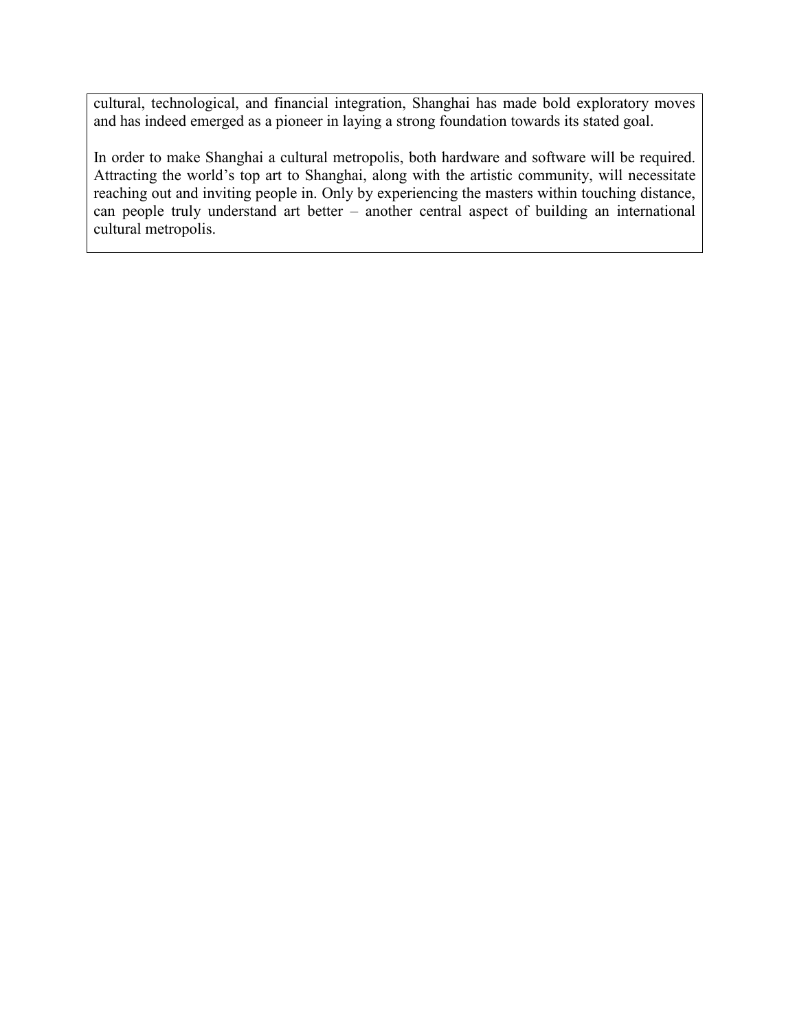cultural, technological, and financial integration, Shanghai has made bold exploratory moves and has indeed emerged as a pioneer in laying a strong foundation towards its stated goal.

In order to make Shanghai a cultural metropolis, both hardware and software will be required. Attracting the world's top art to Shanghai, along with the artistic community, will necessitate reaching out and inviting people in. Only by experiencing the masters within touching distance, can people truly understand art better – another central aspect of building an international cultural metropolis.